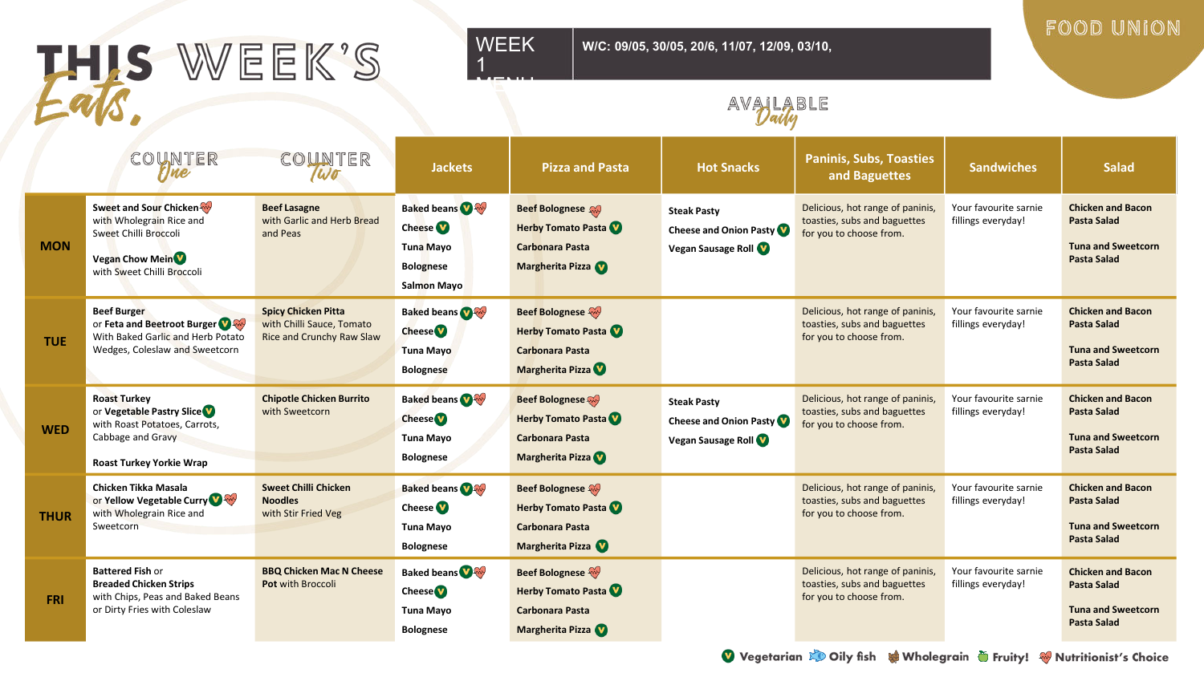# THIS WEEK'S Eats,

**WEEK 1 MENU** | **W/C: 09/05, 30/05, 20/6, 11/07, 12/09, 03/10,**

FOOD UNION

AVAILABLE Daily

| | COUNTER One | COUNTER Two | Jackets | Pizza and Pasta | Hot Snacks | Paninis, Subs, Toasties and Baguettes | Sandwiches | Salad |
|---|---|---|---|---|---|---|---|---|
| **MON** | **Sweet and Sour Chicken** (Nutritionist's Choice) with Wholegrain Rice and Sweet Chilli Broccoli<br><br>**Vegan Chow Mein** (V) with Sweet Chilli Broccoli | **Beef Lasagne** with Garlic and Herb Bread and Peas | Baked beans (V) (Nutritionist's Choice)<br>Cheese (V)<br>Tuna Mayo<br>Bolognese<br>Salmon Mayo | Beef Bolognese (Nutritionist's Choice)<br>Herby Tomato Pasta (V)<br>Carbonara Pasta<br>Margherita Pizza (V) | Steak Pasty<br>Cheese and Onion Pasty (V)<br>Vegan Sausage Roll (V) | Delicious, hot range of paninis, toasties, subs and baguettes for you to choose from. | Your favourite sarnie fillings everyday! | **Chicken and Bacon Pasta Salad**<br><br>**Tuna and Sweetcorn Pasta Salad** |
| **TUE** | **Beef Burger** or **Feta and Beetroot Burger** (V) (Nutritionist's Choice) With Baked Garlic and Herb Potato Wedges, Coleslaw and Sweetcorn | **Spicy Chicken Pitta** with Chilli Sauce, Tomato Rice and Crunchy Raw Slaw | Baked beans (V) (Nutritionist's Choice)<br>Cheese (V)<br>Tuna Mayo<br>Bolognese | Beef Bolognese (Nutritionist's Choice)<br>Herby Tomato Pasta (V)<br>Carbonara Pasta<br>Margherita Pizza (V) | | Delicious, hot range of paninis, toasties, subs and baguettes for you to choose from. | Your favourite sarnie fillings everyday! | **Chicken and Bacon Pasta Salad**<br><br>**Tuna and Sweetcorn Pasta Salad** |
| **WED** | **Roast Turkey** or **Vegetable Pastry Slice** (V) with Roast Potatoes, Carrots, Cabbage and Gravy<br><br>**Roast Turkey Yorkie Wrap** | **Chipotle Chicken Burrito** with Sweetcorn | Baked beans (V) (Nutritionist's Choice)<br>Cheese (V)<br>Tuna Mayo<br>Bolognese | Beef Bolognese (Nutritionist's Choice)<br>Herby Tomato Pasta (V)<br>Carbonara Pasta<br>Margherita Pizza (V) | Steak Pasty<br>Cheese and Onion Pasty (V)<br>Vegan Sausage Roll (V) | Delicious, hot range of paninis, toasties, subs and baguettes for you to choose from. | Your favourite sarnie fillings everyday! | **Chicken and Bacon Pasta Salad**<br><br>**Tuna and Sweetcorn Pasta Salad** |
| **THUR** | **Chicken Tikka Masala** or **Yellow Vegetable Curry** (V) (Nutritionist's Choice) with Wholegrain Rice and Sweetcorn | **Sweet Chilli Chicken Noodles** with Stir Fried Veg | Baked beans (V) (Nutritionist's Choice)<br>Cheese (V)<br>Tuna Mayo<br>Bolognese | Beef Bolognese (Nutritionist's Choice)<br>Herby Tomato Pasta (V)<br>Carbonara Pasta<br>Margherita Pizza (V) | | Delicious, hot range of paninis, toasties, subs and baguettes for you to choose from. | Your favourite sarnie fillings everyday! | **Chicken and Bacon Pasta Salad**<br><br>**Tuna and Sweetcorn Pasta Salad** |
| **FRI** | **Battered Fish** or **Breaded Chicken Strips** with Chips, Peas and Baked Beans or Dirty Fries with Coleslaw | **BBQ Chicken Mac N Cheese Pot** with Broccoli | Baked beans (V) (Nutritionist's Choice)<br>Cheese (V)<br>Tuna Mayo<br>Bolognese | Beef Bolognese (Nutritionist's Choice)<br>Herby Tomato Pasta (V)<br>Carbonara Pasta<br>Margherita Pizza (V) | | Delicious, hot range of paninis, toasties, subs and baguettes for you to choose from. | Your favourite sarnie fillings everyday! | **Chicken and Bacon Pasta Salad**<br><br>**Tuna and Sweetcorn Pasta Salad** |

(V) Vegetarian | Oily fish | Wholegrain | Fruity! | Nutritionist's Choice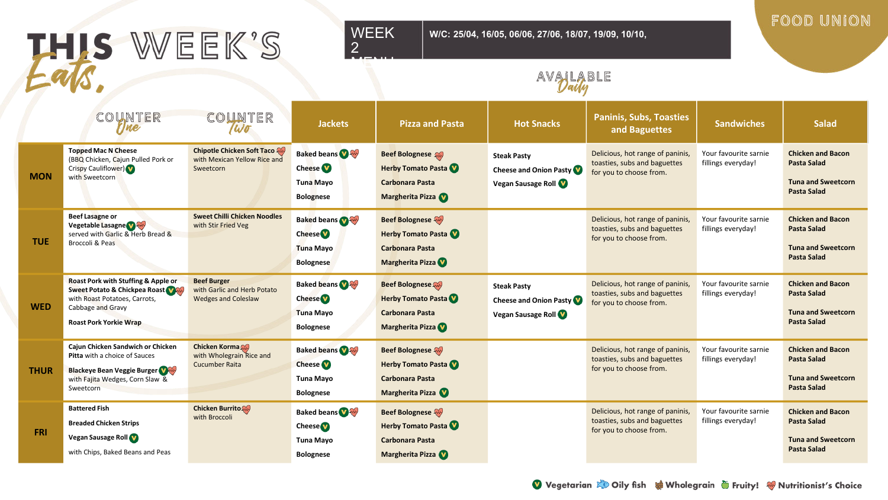# THIS WEEK'S *Eats*

**WEEK 2 MENU** | **W/C: 25/04, 16/05, 06/06, 27/06, 18/07, 19/09, 10/10,**

FOOD UNION

AVAILABLE *Daily*

| | COUNTER *One* | COUNTER *Two* | Jackets | Pizza and Pasta | Hot Snacks | Paninis, Subs, Toasties and Baguettes | Sandwiches | Salad |
|---|---|---|---|---|---|---|---|---|
| **MON** | **Topped Mac N Cheese** (BBQ Chicken, Cajun Pulled Pork or Crispy Cauliflower) (V) with Sweetcorn | **Chipotle Chicken Soft Taco** (Nutritionist's Choice) with Mexican Yellow Rice and Sweetcorn | **Baked beans** (V) (Nutritionist's Choice)<br>**Cheese** (V)<br>**Tuna Mayo**<br>**Bolognese** | **Beef Bolognese** (Nutritionist's Choice)<br>**Herby Tomato Pasta** (V)<br>**Carbonara Pasta**<br>**Margherita Pizza** (V) | **Steak Pasty**<br>**Cheese and Onion Pasty** (V)<br>**Vegan Sausage Roll** (V) | Delicious, hot range of paninis, toasties, subs and baguettes for you to choose from. | Your favourite sarnie fillings everyday! | **Chicken and Bacon Pasta Salad**<br>**Tuna and Sweetcorn Pasta Salad** |
| **TUE** | **Beef Lasagne or Vegetable Lasagne** (V) (Nutritionist's Choice) served with Garlic & Herb Bread & Broccoli & Peas | **Sweet Chilli Chicken Noodles** with Stir Fried Veg | **Baked beans** (V) (Nutritionist's Choice)<br>**Cheese** (V)<br>**Tuna Mayo**<br>**Bolognese** | **Beef Bolognese** (Nutritionist's Choice)<br>**Herby Tomato Pasta** (V)<br>**Carbonara Pasta**<br>**Margherita Pizza** (V) | | Delicious, hot range of paninis, toasties, subs and baguettes for you to choose from. | Your favourite sarnie fillings everyday! | **Chicken and Bacon Pasta Salad**<br>**Tuna and Sweetcorn Pasta Salad** |
| **WED** | **Roast Pork with Stuffing & Apple or Sweet Potato & Chickpea Roast** (V) (Nutritionist's Choice) with Roast Potatoes, Carrots, Cabbage and Gravy<br>**Roast Pork Yorkie Wrap** | **Beef Burger** with Garlic and Herb Potato Wedges and Coleslaw | **Baked beans** (V) (Nutritionist's Choice)<br>**Cheese** (V)<br>**Tuna Mayo**<br>**Bolognese** | **Beef Bolognese** (Nutritionist's Choice)<br>**Herby Tomato Pasta** (V)<br>**Carbonara Pasta**<br>**Margherita Pizza** (V) | **Steak Pasty**<br>**Cheese and Onion Pasty** (V)<br>**Vegan Sausage Roll** (V) | Delicious, hot range of paninis, toasties, subs and baguettes for you to choose from. | Your favourite sarnie fillings everyday! | **Chicken and Bacon Pasta Salad**<br>**Tuna and Sweetcorn Pasta Salad** |
| **THUR** | **Cajun Chicken Sandwich or Chicken Pitta** with a choice of Sauces<br>**Blackeye Bean Veggie Burger** (V) (Nutritionist's Choice) with Fajita Wedges, Corn Slaw & Sweetcorn | **Chicken Korma** (Nutritionist's Choice) with Wholegrain Rice and Cucumber Raita | **Baked beans** (V) (Nutritionist's Choice)<br>**Cheese** (V)<br>**Tuna Mayo**<br>**Bolognese** | **Beef Bolognese** (Nutritionist's Choice)<br>**Herby Tomato Pasta** (V)<br>**Carbonara Pasta**<br>**Margherita Pizza** (V) | | Delicious, hot range of paninis, toasties, subs and baguettes for you to choose from. | Your favourite sarnie fillings everyday! | **Chicken and Bacon Pasta Salad**<br>**Tuna and Sweetcorn Pasta Salad** |
| **FRI** | **Battered Fish**<br>**Breaded Chicken Strips**<br>**Vegan Sausage Roll** (V)<br>with Chips, Baked Beans and Peas | **Chicken Burrito** (Nutritionist's Choice) with Broccoli | **Baked beans** (V) (Nutritionist's Choice)<br>**Cheese** (V)<br>**Tuna Mayo**<br>**Bolognese** | **Beef Bolognese** (Nutritionist's Choice)<br>**Herby Tomato Pasta** (V)<br>**Carbonara Pasta**<br>**Margherita Pizza** (V) | | Delicious, hot range of paninis, toasties, subs and baguettes for you to choose from. | Your favourite sarnie fillings everyday! | **Chicken and Bacon Pasta Salad**<br>**Tuna and Sweetcorn Pasta Salad** |

(V) Vegetarian | Oily fish | Wholegrain | Fruity! | Nutritionist's Choice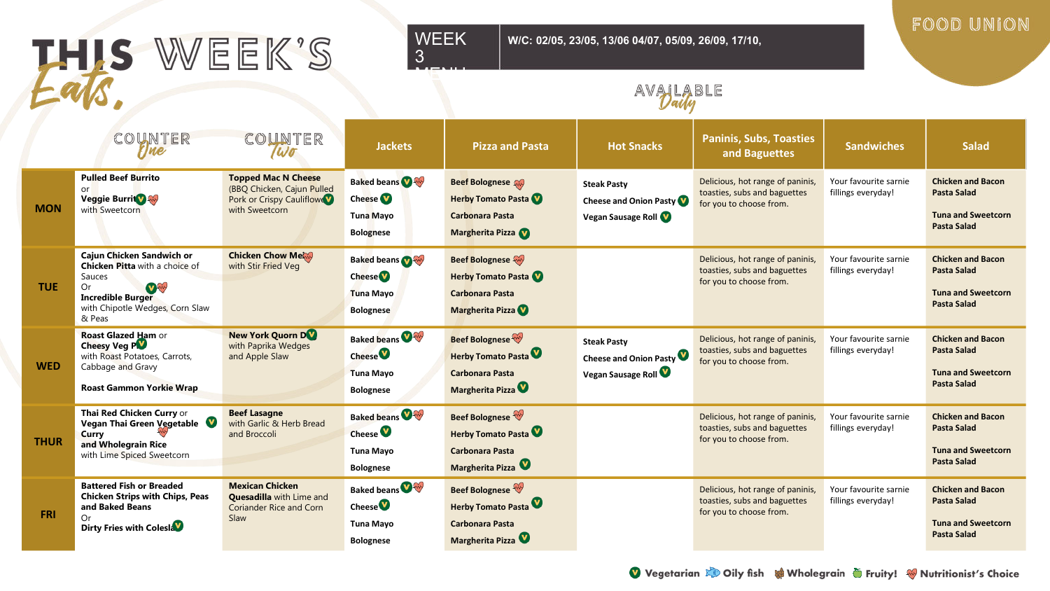# THIS WEEK'S Eats.

**WEEK 3 MENU** | W/C: 02/05, 23/05, 13/06 04/07, 05/09, 26/09, 17/10,

FOOD UNION

AVAILABLE Daily

| | Counter One | Counter Two | Jackets | Pizza and Pasta | Hot Snacks | Paninis, Subs, Toasties and Baguettes | Sandwiches | Salad |
|---|---|---|---|---|---|---|---|---|
| **MON** | **Pulled Beef Burrito** or **Veggie Burrito** (V) (Nutritionist's Choice) with Sweetcorn | **Topped Mac N Cheese** (BBQ Chicken, Cajun Pulled Pork or Crispy Cauliflower (V)) with Sweetcorn | **Baked beans** (V) (Nutritionist's Choice) **Cheese** (V) **Tuna Mayo** **Bolognese** | **Beef Bolognese** (Nutritionist's Choice) **Herby Tomato Pasta** (V) **Carbonara Pasta** **Margherita Pizza** (V) | **Steak Pasty** **Cheese and Onion Pasty** (V) **Vegan Sausage Roll** (V) | Delicious, hot range of paninis, toasties, subs and baguettes for you to choose from. | Your favourite sarnie fillings everyday! | **Chicken and Bacon Pasta Salad** **Tuna and Sweetcorn Pasta Salad** |
| **TUE** | **Cajun Chicken Sandwich or Chicken Pitta** with a choice of Sauces Or **Incredible Burger** (V) (Nutritionist's Choice) with Chipotle Wedges, Corn Slaw & Peas | **Chicken Chow Mein** (Nutritionist's Choice) with Stir Fried Veg | **Baked beans** (V) (Nutritionist's Choice) **Cheese** (V) **Tuna Mayo** **Bolognese** | **Beef Bolognese** (Nutritionist's Choice) **Herby Tomato Pasta** (V) **Carbonara Pasta** **Margherita Pizza** (V) | | Delicious, hot range of paninis, toasties, subs and baguettes for you to choose from. | Your favourite sarnie fillings everyday! | **Chicken and Bacon Pasta Salad** **Tuna and Sweetcorn Pasta Salad** |
| **WED** | **Roast Glazed Ham** or **Cheesy Veg Pie** (V) with Roast Potatoes, Carrots, Cabbage and Gravy **Roast Gammon Yorkie Wrap** | **New York Quorn Dog** (V) with Paprika Wedges and Apple Slaw | **Baked beans** (V) (Nutritionist's Choice) **Cheese** (V) **Tuna Mayo** **Bolognese** | **Beef Bolognese** (Nutritionist's Choice) **Herby Tomato Pasta** (V) **Carbonara Pasta** **Margherita Pizza** (V) | **Steak Pasty** **Cheese and Onion Pasty** (V) **Vegan Sausage Roll** (V) | Delicious, hot range of paninis, toasties, subs and baguettes for you to choose from. | Your favourite sarnie fillings everyday! | **Chicken and Bacon Pasta Salad** **Tuna and Sweetcorn Pasta Salad** |
| **THUR** | **Thai Red Chicken Curry** or **Vegan Thai Green Vegetable Curry** (V) (Nutritionist's Choice) **and Wholegrain Rice** with Lime Spiced Sweetcorn | **Beef Lasagne** with Garlic & Herb Bread and Brocколi | **Baked beans** (V) (Nutritionist's Choice) **Cheese** (V) **Tuna Mayo** **Bolognese** | **Beef Bolognese** (Nutritionist's Choice) **Herby Tomato Pasta** (V) **Carbonara Pasta** **Margherita Pizza** (V) | | Delicious, hot range of paninis, toasties, subs and baguettes for you to choose from. | Your favourite sarnie fillings everyday! | **Chicken and Bacon Pasta Salad** **Tuna and Sweetcorn Pasta Salad** |
| **FRI** | **Battered Fish or Breaded Chicken Strips with Chips, Peas and Baked Beans** Or **Dirty Fries with Coleslaw** (V) | **Mexican Chicken Quesadilla** with Lime and Coriander Rice and Corn Slaw | **Baked beans** (V) (Nutritionist's Choice) **Cheese** (V) **Tuna Mayo** **Bolognese** | **Beef Bolognese** (Nutritionist's Choice) **Herby Tomato Pasta** (V) **Carbonara Pasta** **Margherita Pizza** (V) | | Delicious, hot range of paninis, toasties, subs and baguettes for you to choose from. | Your favourite sarnie fillings everyday! | **Chicken and Bacon Pasta Salad** **Tuna and Sweetcorn Pasta Salad** |

(V) Vegetarian | Oily fish | Wholegrain | Fruity! | Nutritionist's Choice